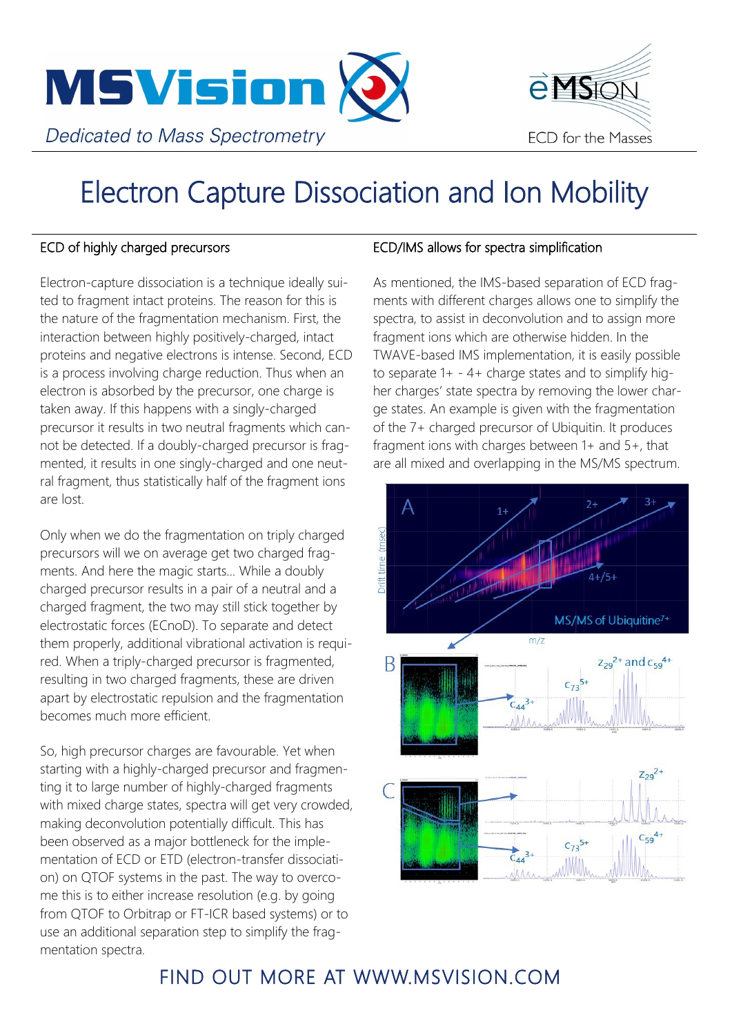MSVision

*Dedicated to Mass Spectrometry*

eMSion

ECD for the Masses

# Electron Capture Dissociation and Ion Mobility

## ECD of highly charged precursors

Electron-capture dissociation is a technique ideally suited to fragment intact proteins. The reason for this is the nature of the fragmentation mechanism. First, the interaction between highly positively-charged, intact proteins and negative electrons is intense. Second, ECD is a process involving charge reduction. Thus when an electron is absorbed by the precursor, one charge is taken away. If this happens with a singly-charged precursor it results in two neutral fragments which cannot be detected. If a doubly-charged precursor is fragmented, it results in one singly-charged and one neutral fragment, thus statistically half of the fragment ions are lost.

Only when we do the fragmentation on triply charged precursors will we on average get two charged fragments. And here the magic starts... While a doubly charged precursor results in a pair of a neutral and a charged fragment, the two may still stick together by electrostatic forces (ECnoD). To separate and detect them properly, additional vibrational activation is required. When a triply-charged precursor is fragmented, resulting in two charged fragments, these are driven apart by electrostatic repulsion and the fragmentation becomes much more efficient.

So, high precursor charges are favourable. Yet when starting with a highly-charged precursor and fragmenting it to large number of highly-charged fragments with mixed charge states, spectra will get very crowded, making deconvolution potentially difficult. This has been observed as a major bottleneck for the implementation of ECD or ETD (electron-transfer dissociation) on QTOF systems in the past. The way to overcome this is to either increase resolution (e.g. by going from QTOF to Orbitrap or FT-ICR based systems) or to use an additional separation step to simplify the fragmentation spectra.

## ECD/IMS allows for spectra simplification

As mentioned, the IMS-based separation of ECD fragments with different charges allows one to simplify the spectra, to assist in deconvolution and to assign more fragment ions which are otherwise hidden. In the TWAVE-based IMS implementation, it is easily possible to separate 1+ - 4+ charge states and to simplify higher charges' state spectra by removing the lower charge states. An example is given with the fragmentation of the 7+ charged precursor of Ubiquitin. It produces fragment ions with charges between 1+ and 5+, that are all mixed and overlapping in the MS/MS spectrum.

FIND OUT MORE AT WWW.MSVISION.COM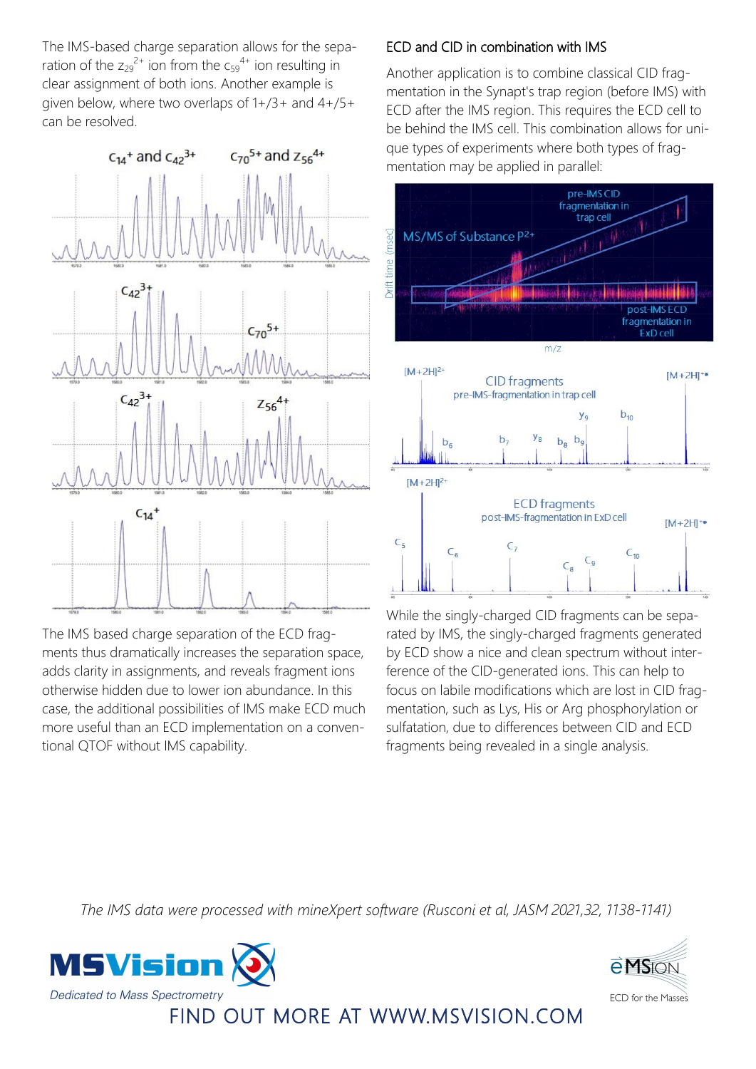The IMS-based charge separation allows for the separation of the $z_{29}^{2+}$ ion from the $c_{59}^{4+}$ ion resulting in clear assignment of both ions. Another example is given below, where two overlaps of 1+/3+ and 4+/5+ can be resolved.

$c_{14}^{+}$ and $c_{42}^{3+}$

$c_{70}^{5+}$ and $z_{56}^{4+}$

$c_{42}^{3+}$

$c_{70}^{5+}$

$c_{42}^{3+}$

$z_{56}^{4+}$

$c_{14}^{+}$

The IMS based charge separation of the ECD fragments thus dramatically increases the separation space, adds clarity in assignments, and reveals fragment ions otherwise hidden due to lower ion abundance. In this case, the additional possibilities of IMS make ECD much more useful than an ECD implementation on a conventional QTOF without IMS capability.

### ECD and CID in combination with IMS

Another application is to combine classical CID fragmentation in the Synapt's trap region (before IMS) with ECD after the IMS region. This requires the ECD cell to be behind the IMS cell. This combination allows for unique types of experiments where both types of fragmentation may be applied in parallel:

MS/MS of Substance P2+

pre-IMS CID fragmentation in trap cell

post-IMS ECD fragmentation in ExD cell

Drift time (msec)

m/z

CID fragments

pre-IMS-fragmentation in trap cell

$[M+2H]^{2+}$

$[M+2H]^{+\bullet}$

$b_6$ $b_7$ $y_8$ $b_8$ $b_9$ $y_9$ $b_{10}$

ECD fragments

post-IMS-fragmentation in ExD cell

$[M+2H]^{2+}$

$[M+2H]^{+\bullet}$

$c_5$ $c_6$ $c_7$ $c_8$ $c_9$ $c_{10}$

While the singly-charged CID fragments can be separated by IMS, the singly-charged fragments generated by ECD show a nice and clean spectrum without interference of the CID-generated ions. This can help to focus on labile modifications which are lost in CID fragmentation, such as Lys, His or Arg phosphorylation or sulfatation, due to differences between CID and ECD fragments being revealed in a single analysis.

*The IMS data were processed with mineXpert software (Rusconi et al, JASM 2021,32, 1138-1141)*

MSVision — Dedicated to Mass Spectrometry

e-MSion — ECD for the Masses

FIND OUT MORE AT WWW.MSVISION.COM